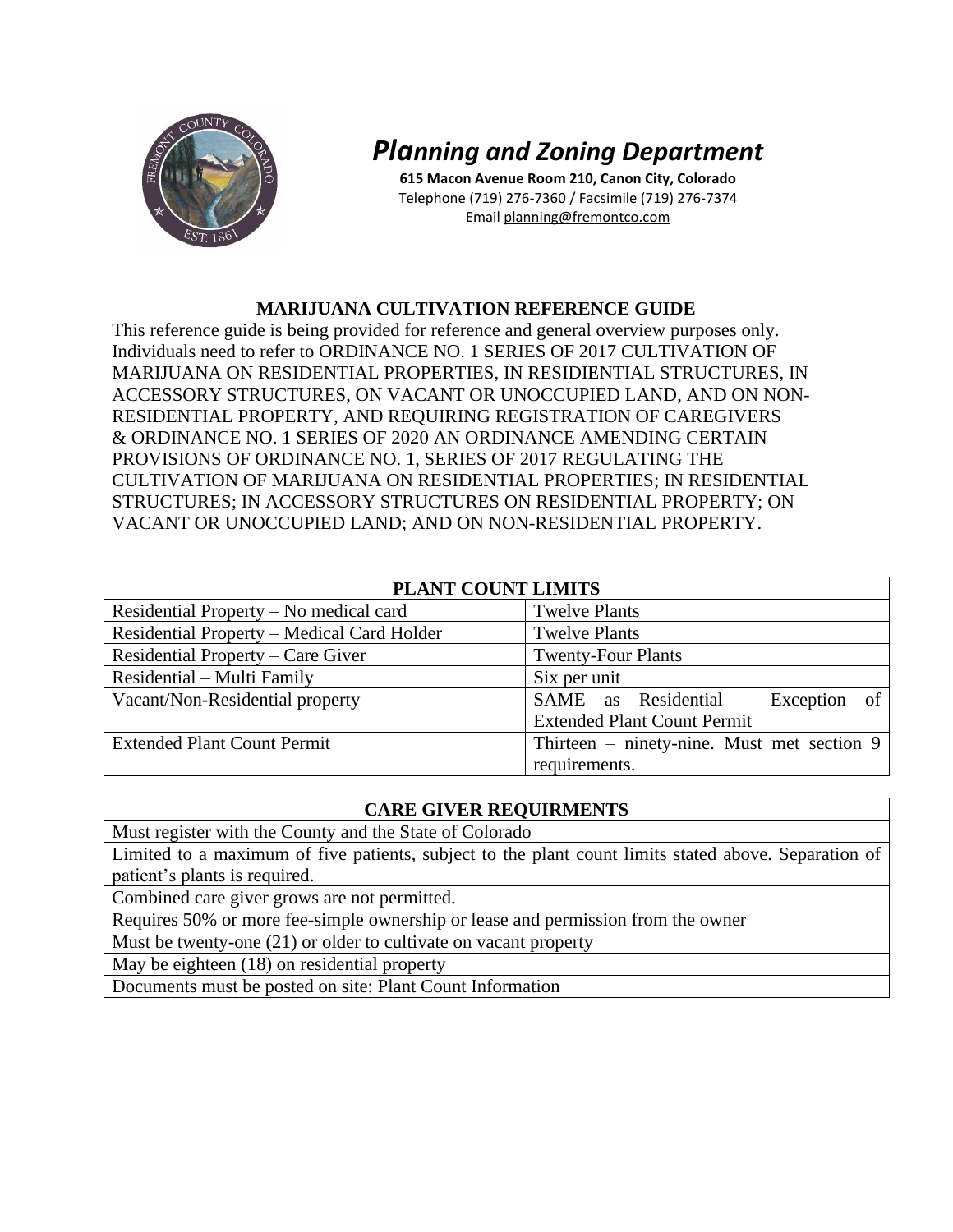# *Planning and Zoning Department*

**615 Macon Avenue Room 210, Canon City, Colorado**
Telephone (719) 276-7360 / Facsimile (719) 276-7374
Email planning@fremontco.com

## MARIJUANA CULTIVATION REFERENCE GUIDE

This reference guide is being provided for reference and general overview purposes only. Individuals need to refer to ORDINANCE NO. 1 SERIES OF 2017 CULTIVATION OF MARIJUANA ON RESIDENTIAL PROPERTIES, IN RESIDIENTIAL STRUCTURES, IN ACCESSORY STRUCTURES, ON VACANT OR UNOCCUPIED LAND, AND ON NON-RESIDENTIAL PROPERTY, AND REQUIRING REGISTRATION OF CAREGIVERS & ORDINANCE NO. 1 SERIES OF 2020 AN ORDINANCE AMENDING CERTAIN PROVISIONS OF ORDINANCE NO. 1, SERIES OF 2017 REGULATING THE CULTIVATION OF MARIJUANA ON RESIDENTIAL PROPERTIES; IN RESIDENTIAL STRUCTURES; IN ACCESSORY STRUCTURES ON RESIDENTIAL PROPERTY; ON VACANT OR UNOCCUPIED LAND; AND ON NON-RESIDENTIAL PROPERTY.

| PLANT COUNT LIMITS | |
|---|---|
| Residential Property – No medical card | Twelve Plants |
| Residential Property – Medical Card Holder | Twelve Plants |
| Residential Property – Care Giver | Twenty-Four Plants |
| Residential – Multi Family | Six per unit |
| Vacant/Non-Residential property | SAME as Residential – Exception of Extended Plant Count Permit |
| Extended Plant Count Permit | Thirteen – ninety-nine. Must met section 9 requirements. |

| CARE GIVER REQUIRMENTS |
|---|
| Must register with the County and the State of Colorado |
| Limited to a maximum of five patients, subject to the plant count limits stated above. Separation of patient's plants is required. |
| Combined care giver grows are not permitted. |
| Requires 50% or more fee-simple ownership or lease and permission from the owner |
| Must be twenty-one (21) or older to cultivate on vacant property |
| May be eighteen (18) on residential property |
| Documents must be posted on site: Plant Count Information |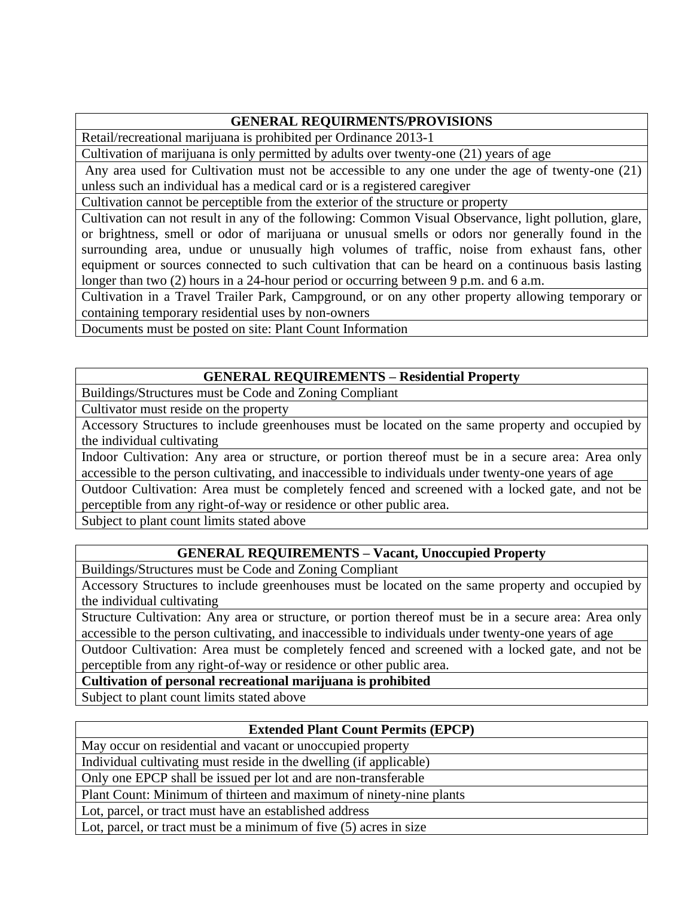| GENERAL REQUIRMENTS/PROVISIONS |
| --- |
| Retail/recreational marijuana is prohibited per Ordinance 2013-1 |
| Cultivation of marijuana is only permitted by adults over twenty-one (21) years of age |
| Any area used for Cultivation must not be accessible to any one under the age of twenty-one (21) unless such an individual has a medical card or is a registered caregiver |
| Cultivation cannot be perceptible from the exterior of the structure or property |
| Cultivation can not result in any of the following: Common Visual Observance, light pollution, glare, or brightness, smell or odor of marijuana or unusual smells or odors nor generally found in the surrounding area, undue or unusually high volumes of traffic, noise from exhaust fans, other equipment or sources connected to such cultivation that can be heard on a continuous basis lasting longer than two (2) hours in a 24-hour period or occurring between 9 p.m. and 6 a.m. |
| Cultivation in a Travel Trailer Park, Campground, or on any other property allowing temporary or containing temporary residential uses by non-owners |
| Documents must be posted on site: Plant Count Information |

| GENERAL REQUIREMENTS – Residential Property |
| --- |
| Buildings/Structures must be Code and Zoning Compliant |
| Cultivator must reside on the property |
| Accessory Structures to include greenhouses must be located on the same property and occupied by the individual cultivating |
| Indoor Cultivation: Any area or structure, or portion thereof must be in a secure area: Area only accessible to the person cultivating, and inaccessible to individuals under twenty-one years of age |
| Outdoor Cultivation: Area must be completely fenced and screened with a locked gate, and not be perceptible from any right-of-way or residence or other public area. |
| Subject to plant count limits stated above |

| GENERAL REQUIREMENTS – Vacant, Unoccupied Property |
| --- |
| Buildings/Structures must be Code and Zoning Compliant |
| Accessory Structures to include greenhouses must be located on the same property and occupied by the individual cultivating |
| Structure Cultivation: Any area or structure, or portion thereof must be in a secure area: Area only accessible to the person cultivating, and inaccessible to individuals under twenty-one years of age |
| Outdoor Cultivation: Area must be completely fenced and screened with a locked gate, and not be perceptible from any right-of-way or residence or other public area. |
| **Cultivation of personal recreational marijuana is prohibited** |
| Subject to plant count limits stated above |

| Extended Plant Count Permits (EPCP) |
| --- |
| May occur on residential and vacant or unoccupied property |
| Individual cultivating must reside in the dwelling (if applicable) |
| Only one EPCP shall be issued per lot and are non-transferable |
| Plant Count: Minimum of thirteen and maximum of ninety-nine plants |
| Lot, parcel, or tract must have an established address |
| Lot, parcel, or tract must be a minimum of five (5) acres in size |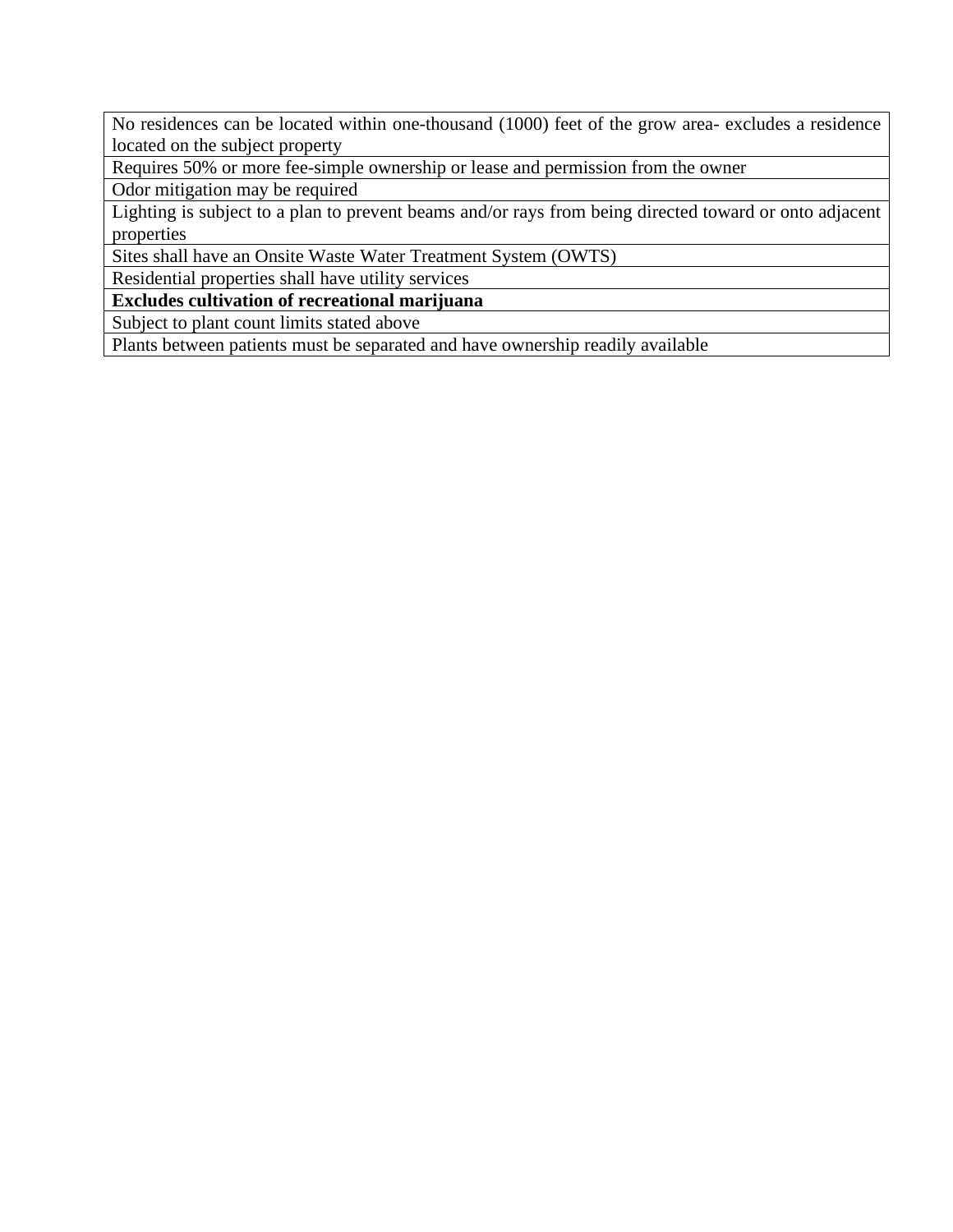| |
|---|
| No residences can be located within one-thousand (1000) feet of the grow area- excludes a residence located on the subject property |
| Requires 50% or more fee-simple ownership or lease and permission from the owner |
| Odor mitigation may be required |
| Lighting is subject to a plan to prevent beams and/or rays from being directed toward or onto adjacent properties |
| Sites shall have an Onsite Waste Water Treatment System (OWTS) |
| Residential properties shall have utility services |
| **Excludes cultivation of recreational marijuana** |
| Subject to plant count limits stated above |
| Plants between patients must be separated and have ownership readily available |